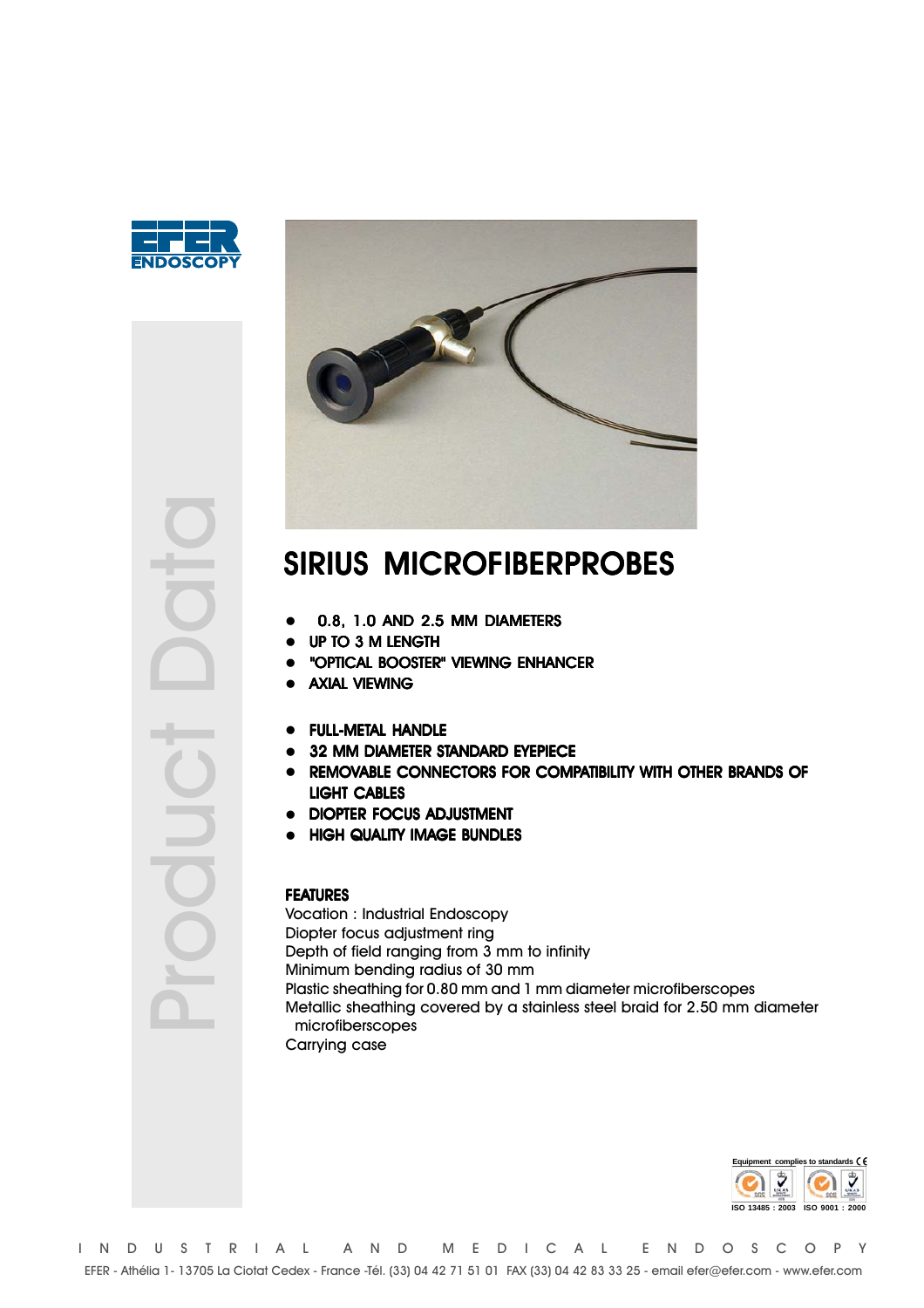EFER ENDOSCOPY

Product Data

# SIRIUS MICROFIBERPROBES

- 0.8, 1.0 AND 2.5 MM DIAMETERS
- UP TO 3 M LENGTH
- "OPTICAL BOOSTER" VIEWING ENHANCER
- AXIAL VIEWING

- FULL-METAL HANDLE
- 32 MM DIAMETER STANDARD EYEPIECE
- REMOVABLE CONNECTORS FOR COMPATIBILITY WITH OTHER BRANDS OF LIGHT CABLES
- DIOPTER FOCUS ADJUSTMENT
- HIGH QUALITY IMAGE BUNDLES

**FEATURES**

Vocation : Industrial Endoscopy
Diopter focus adjustment ring
Depth of field ranging from 3 mm to infinity
Minimum bending radius of 30 mm
Plastic sheathing for 0.80 mm and 1 mm diameter microfiberscopes
Metallic sheathing covered by a stainless steel braid for 2.50 mm diameter microfiberscopes
Carrying case

Equipment complies to standards CE

ISO 13485 : 2003 ISO 9001 : 2000

INDUSTRIAL AND MEDICAL ENDOSCOPY

EFER - Athélia 1- 13705 La Ciotat Cedex - France -Tél. (33) 04 42 71 51 01 FAX (33) 04 42 83 33 25 - email efer@efer.com - www.efer.com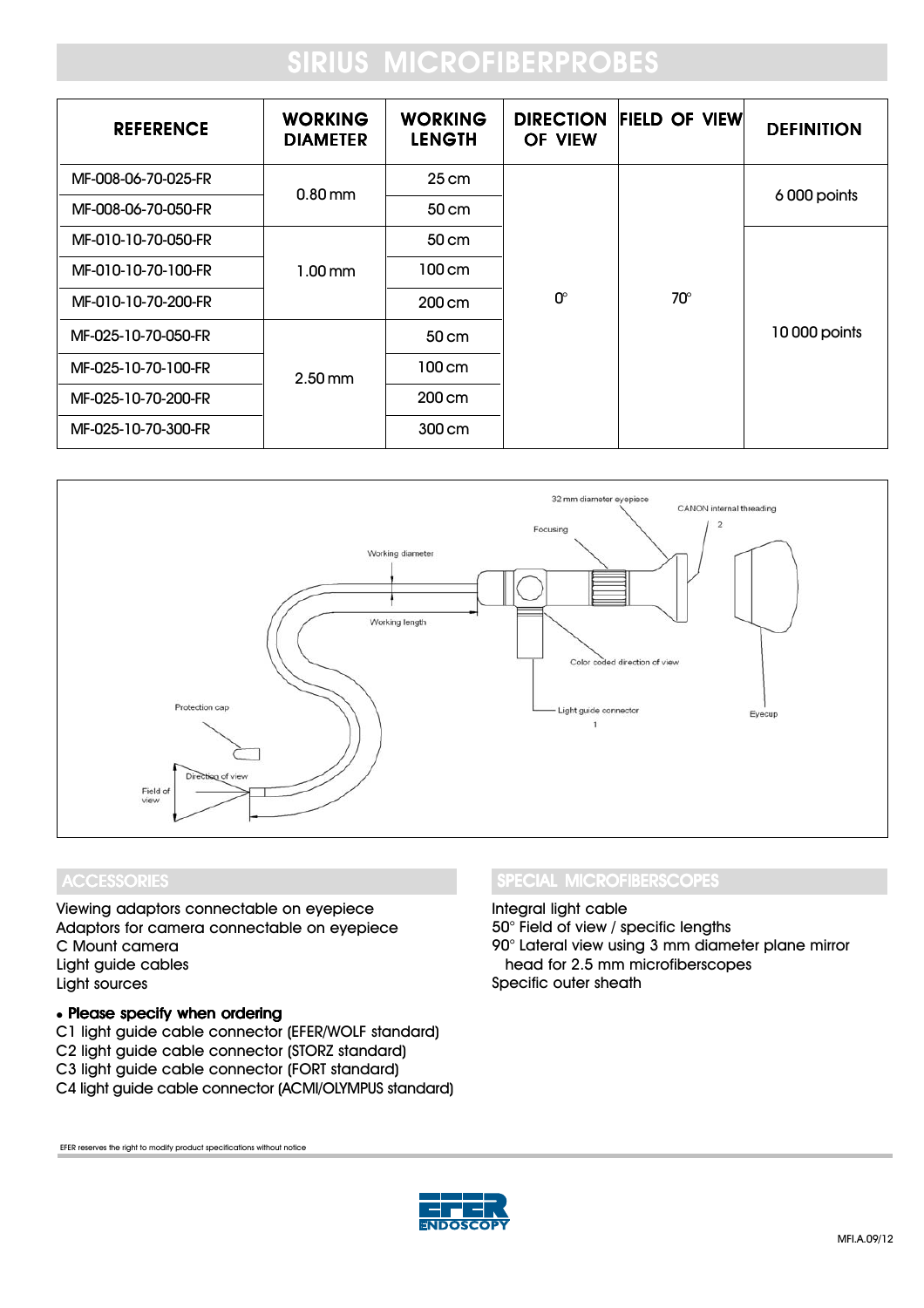# SIRIUS MICROFIBERPROBES

| REFERENCE | WORKING DIAMETER | WORKING LENGTH | DIRECTION OF VIEW | FIELD OF VIEW | DEFINITION |
|---|---|---|---|---|---|
| MF-008-06-70-025-FR | 0.80 mm | 25 cm | 0° | 70° | 6 000 points |
| MF-008-06-70-050-FR | | 50 cm | | | |
| MF-010-10-70-050-FR | 1.00 mm | 50 cm | | | 10 000 points |
| MF-010-10-70-100-FR | | 100 cm | | | |
| MF-010-10-70-200-FR | | 200 cm | | | |
| MF-025-10-70-050-FR | 2.50 mm | 50 cm | | | |
| MF-025-10-70-100-FR | | 100 cm | | | |
| MF-025-10-70-200-FR | | 200 cm | | | |
| MF-025-10-70-300-FR | | 300 cm | | | |

32 mm diameter eyepiece
CANON internal threading
2
Focusing
Working diameter
Working length
Color coded direction of view
Light guide connector
1
Eyecup
Protection cap
Direction of view
Field of view

## ACCESSORIES

Viewing adaptors connectable on eyepiece
Adaptors for camera connectable on eyepiece
C Mount camera
Light guide cables
Light sources

- **Please specify when ordering**

C1 light guide cable connector (EFER/WOLF standard)
C2 light guide cable connector (STORZ standard)
C3 light guide cable connector (FORT standard)
C4 light guide cable connector (ACMI/OLYMPUS standard)

## SPECIAL MICROFIBERSCOPES

Integral light cable
50° Field of view / specific lengths
90° Lateral view using 3 mm diameter plane mirror head for 2.5 mm microfiberscopes
Specific outer sheath

EFER reserves the right to modify product specifications without notice

EFER ENDOSCOPY

MFI.A.09/12